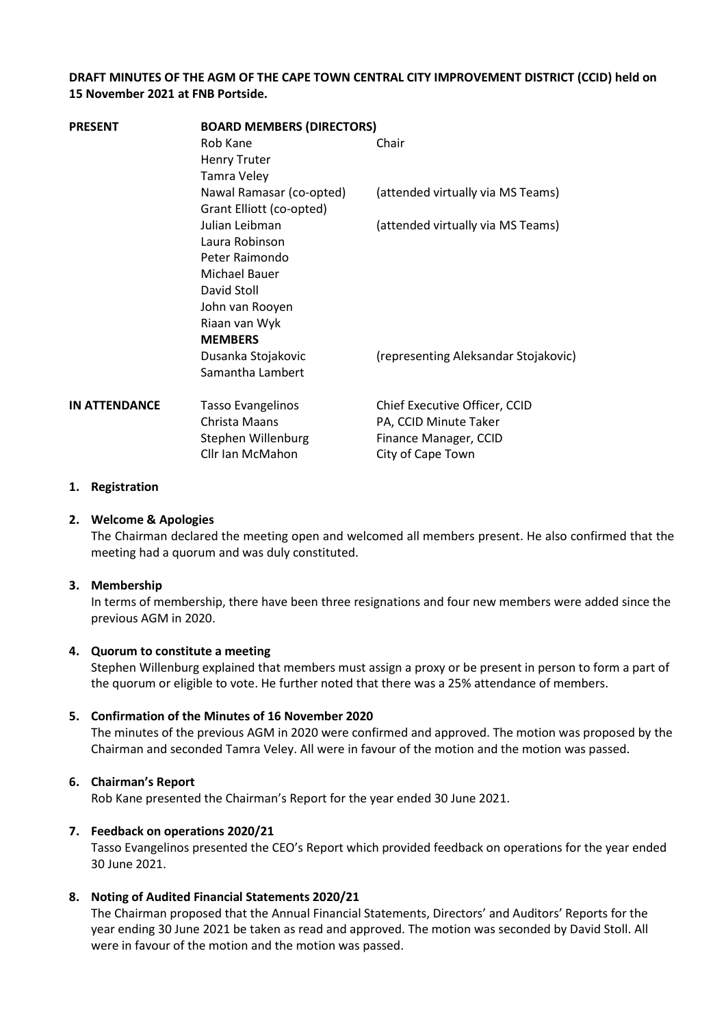**DRAFT MINUTES OF THE AGM OF THE CAPE TOWN CENTRAL CITY IMPROVEMENT DISTRICT (CCID) held on 15 November 2021 at FNB Portside.**

| **PRESENT** | **BOARD MEMBERS (DIRECTORS)** | |
|---|---|---|
| | Rob Kane | Chair |
| | Henry Truter | |
| | Tamra Veley | |
| | Nawal Ramasar (co-opted) | (attended virtually via MS Teams) |
| | Grant Elliott (co-opted) | |
| | Julian Leibman | (attended virtually via MS Teams) |
| | Laura Robinson | |
| | Peter Raimondo | |
| | Michael Bauer | |
| | David Stoll | |
| | John van Rooyen | |
| | Riaan van Wyk | |
| | **MEMBERS** | |
| | Dusanka Stojakovic | (representing Aleksandar Stojakovic) |
| | Samantha Lambert | |
| **IN ATTENDANCE** | Tasso Evangelinos | Chief Executive Officer, CCID |
| | Christa Maans | PA, CCID Minute Taker |
| | Stephen Willenburg | Finance Manager, CCID |
| | Cllr Ian McMahon | City of Cape Town |

**1. Registration**

**2. Welcome & Apologies**

The Chairman declared the meeting open and welcomed all members present. He also confirmed that the meeting had a quorum and was duly constituted.

**3. Membership**

In terms of membership, there have been three resignations and four new members were added since the previous AGM in 2020.

**4. Quorum to constitute a meeting**

Stephen Willenburg explained that members must assign a proxy or be present in person to form a part of the quorum or eligible to vote. He further noted that there was a 25% attendance of members.

**5. Confirmation of the Minutes of 16 November 2020**

The minutes of the previous AGM in 2020 were confirmed and approved. The motion was proposed by the Chairman and seconded Tamra Veley. All were in favour of the motion and the motion was passed.

**6. Chairman's Report**

Rob Kane presented the Chairman's Report for the year ended 30 June 2021.

**7. Feedback on operations 2020/21**

Tasso Evangelinos presented the CEO's Report which provided feedback on operations for the year ended 30 June 2021.

**8. Noting of Audited Financial Statements 2020/21**

The Chairman proposed that the Annual Financial Statements, Directors' and Auditors' Reports for the year ending 30 June 2021 be taken as read and approved. The motion was seconded by David Stoll. All were in favour of the motion and the motion was passed.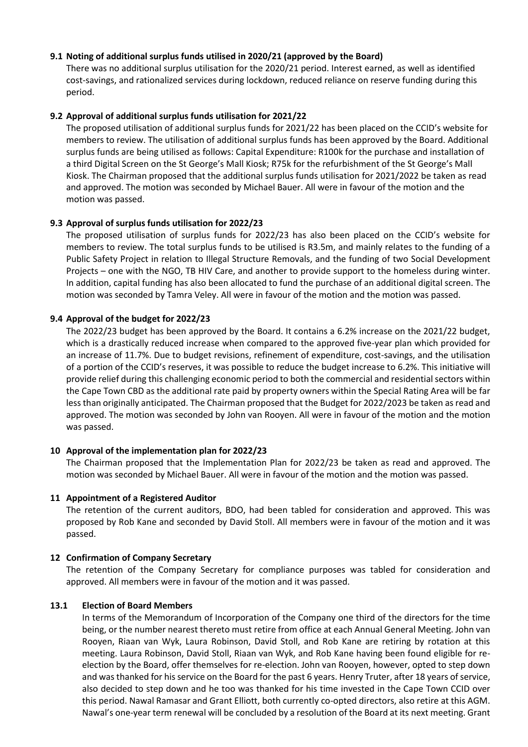**9.1 Noting of additional surplus funds utilised in 2020/21 (approved by the Board)**

There was no additional surplus utilisation for the 2020/21 period. Interest earned, as well as identified cost-savings, and rationalized services during lockdown, reduced reliance on reserve funding during this period.

**9.2 Approval of additional surplus funds utilisation for 2021/22**

The proposed utilisation of additional surplus funds for 2021/22 has been placed on the CCID's website for members to review. The utilisation of additional surplus funds has been approved by the Board. Additional surplus funds are being utilised as follows: Capital Expenditure: R100k for the purchase and installation of a third Digital Screen on the St George's Mall Kiosk; R75k for the refurbishment of the St George's Mall Kiosk. The Chairman proposed that the additional surplus funds utilisation for 2021/2022 be taken as read and approved. The motion was seconded by Michael Bauer. All were in favour of the motion and the motion was passed.

**9.3 Approval of surplus funds utilisation for 2022/23**

The proposed utilisation of surplus funds for 2022/23 has also been placed on the CCID's website for members to review. The total surplus funds to be utilised is R3.5m, and mainly relates to the funding of a Public Safety Project in relation to Illegal Structure Removals, and the funding of two Social Development Projects – one with the NGO, TB HIV Care, and another to provide support to the homeless during winter. In addition, capital funding has also been allocated to fund the purchase of an additional digital screen. The motion was seconded by Tamra Veley. All were in favour of the motion and the motion was passed.

**9.4 Approval of the budget for 2022/23**

The 2022/23 budget has been approved by the Board. It contains a 6.2% increase on the 2021/22 budget, which is a drastically reduced increase when compared to the approved five-year plan which provided for an increase of 11.7%. Due to budget revisions, refinement of expenditure, cost-savings, and the utilisation of a portion of the CCID's reserves, it was possible to reduce the budget increase to 6.2%. This initiative will provide relief during this challenging economic period to both the commercial and residential sectors within the Cape Town CBD as the additional rate paid by property owners within the Special Rating Area will be far less than originally anticipated. The Chairman proposed that the Budget for 2022/2023 be taken as read and approved. The motion was seconded by John van Rooyen. All were in favour of the motion and the motion was passed.

**10 Approval of the implementation plan for 2022/23**

The Chairman proposed that the Implementation Plan for 2022/23 be taken as read and approved. The motion was seconded by Michael Bauer. All were in favour of the motion and the motion was passed.

**11 Appointment of a Registered Auditor**

The retention of the current auditors, BDO, had been tabled for consideration and approved. This was proposed by Rob Kane and seconded by David Stoll. All members were in favour of the motion and it was passed.

**12 Confirmation of Company Secretary**

The retention of the Company Secretary for compliance purposes was tabled for consideration and approved. All members were in favour of the motion and it was passed.

**13.1 Election of Board Members**

In terms of the Memorandum of Incorporation of the Company one third of the directors for the time being, or the number nearest thereto must retire from office at each Annual General Meeting. John van Rooyen, Riaan van Wyk, Laura Robinson, David Stoll, and Rob Kane are retiring by rotation at this meeting. Laura Robinson, David Stoll, Riaan van Wyk, and Rob Kane having been found eligible for re-election by the Board, offer themselves for re-election. John van Rooyen, however, opted to step down and was thanked for his service on the Board for the past 6 years. Henry Truter, after 18 years of service, also decided to step down and he too was thanked for his time invested in the Cape Town CCID over this period. Nawal Ramasar and Grant Elliott, both currently co-opted directors, also retire at this AGM. Nawal's one-year term renewal will be concluded by a resolution of the Board at its next meeting. Grant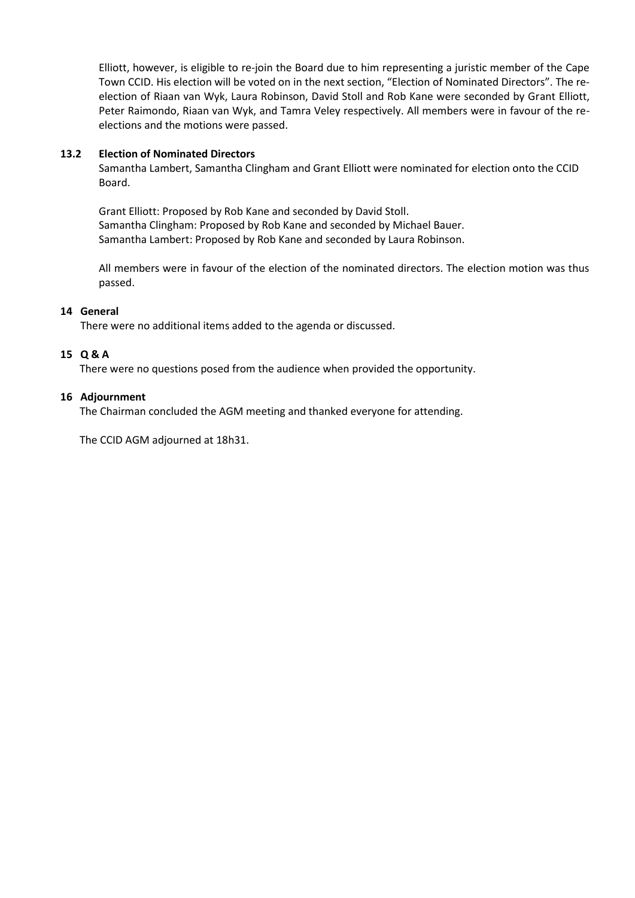Elliott, however, is eligible to re-join the Board due to him representing a juristic member of the Cape Town CCID. His election will be voted on in the next section, "Election of Nominated Directors". The re-election of Riaan van Wyk, Laura Robinson, David Stoll and Rob Kane were seconded by Grant Elliott, Peter Raimondo, Riaan van Wyk, and Tamra Veley respectively. All members were in favour of the re-elections and the motions were passed.

### 13.2 Election of Nominated Directors

Samantha Lambert, Samantha Clingham and Grant Elliott were nominated for election onto the CCID Board.

Grant Elliott: Proposed by Rob Kane and seconded by David Stoll.
Samantha Clingham: Proposed by Rob Kane and seconded by Michael Bauer.
Samantha Lambert: Proposed by Rob Kane and seconded by Laura Robinson.

All members were in favour of the election of the nominated directors. The election motion was thus passed.

## 14 General

There were no additional items added to the agenda or discussed.

## 15 Q & A

There were no questions posed from the audience when provided the opportunity.

## 16 Adjournment

The Chairman concluded the AGM meeting and thanked everyone for attending.

The CCID AGM adjourned at 18h31.